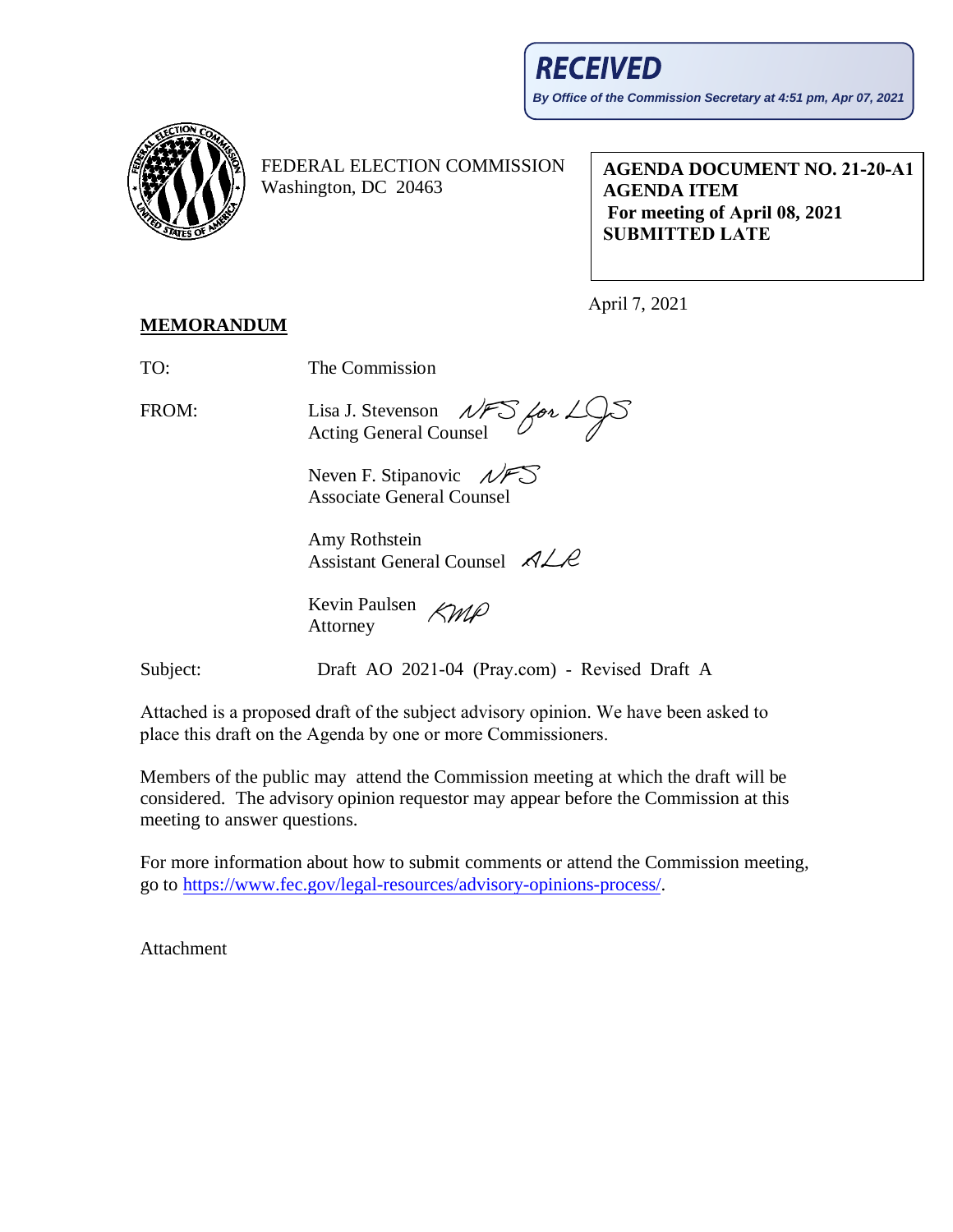**RECEIVED**

*By Office of the Commission Secretary at 4:51 pm, Apr 07, 2021*

FEDERAL ELECTION COMMISSION
Washington, DC 20463

**AGENDA DOCUMENT NO. 21-20-A1**
**AGENDA ITEM**
**For meeting of April 08, 2021**
**SUBMITTED LATE**

April 7, 2021

**MEMORANDUM**

TO: The Commission

FROM: Lisa J. Stevenson *NFS for LJS*
Acting General Counsel

Neven F. Stipanovic *NFS*
Associate General Counsel

Amy Rothstein
Assistant General Counsel *ALR*

Kevin Paulsen *KMP*
Attorney

Subject: Draft AO 2021-04 (Pray.com) - Revised Draft A

Attached is a proposed draft of the subject advisory opinion. We have been asked to place this draft on the Agenda by one or more Commissioners.

Members of the public may attend the Commission meeting at which the draft will be considered. The advisory opinion requestor may appear before the Commission at this meeting to answer questions.

For more information about how to submit comments or attend the Commission meeting, go to https://www.fec.gov/legal-resources/advisory-opinions-process/.

Attachment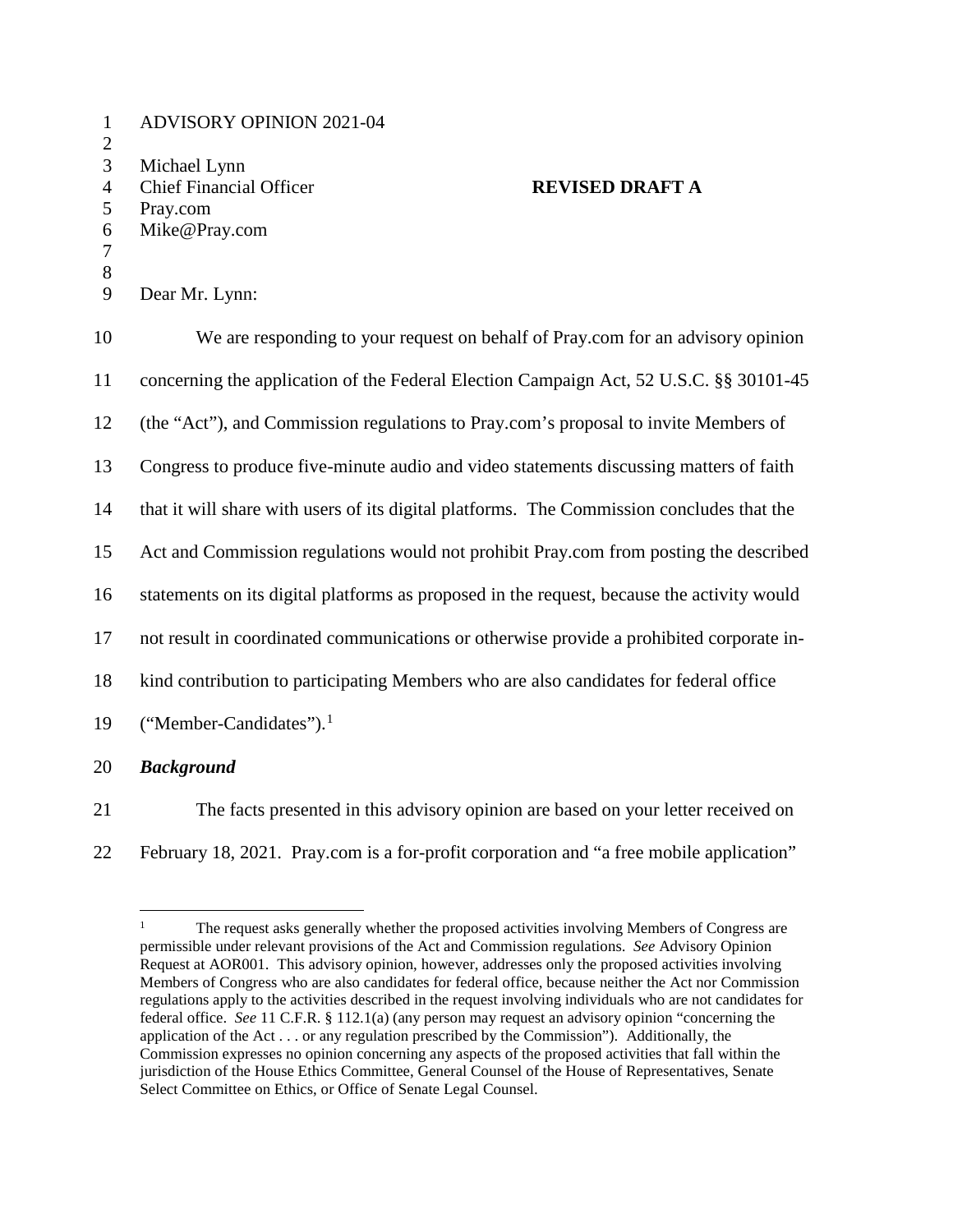ADVISORY OPINION 2021-04

Michael Lynn
Chief Financial Officer
Pray.com
Mike@Pray.com

**REVISED DRAFT A**

Dear Mr. Lynn:

We are responding to your request on behalf of Pray.com for an advisory opinion concerning the application of the Federal Election Campaign Act, 52 U.S.C. §§ 30101-45 (the "Act"), and Commission regulations to Pray.com's proposal to invite Members of Congress to produce five-minute audio and video statements discussing matters of faith that it will share with users of its digital platforms. The Commission concludes that the Act and Commission regulations would not prohibit Pray.com from posting the described statements on its digital platforms as proposed in the request, because the activity would not result in coordinated communications or otherwise provide a prohibited corporate in-kind contribution to participating Members who are also candidates for federal office ("Member-Candidates").[1]

***Background***

The facts presented in this advisory opinion are based on your letter received on February 18, 2021. Pray.com is a for-profit corporation and "a free mobile application"

[1] The request asks generally whether the proposed activities involving Members of Congress are permissible under relevant provisions of the Act and Commission regulations. *See* Advisory Opinion Request at AOR001. This advisory opinion, however, addresses only the proposed activities involving Members of Congress who are also candidates for federal office, because neither the Act nor Commission regulations apply to the activities described in the request involving individuals who are not candidates for federal office. *See* 11 C.F.R. § 112.1(a) (any person may request an advisory opinion "concerning the application of the Act . . . or any regulation prescribed by the Commission"). Additionally, the Commission expresses no opinion concerning any aspects of the proposed activities that fall within the jurisdiction of the House Ethics Committee, General Counsel of the House of Representatives, Senate Select Committee on Ethics, or Office of Senate Legal Counsel.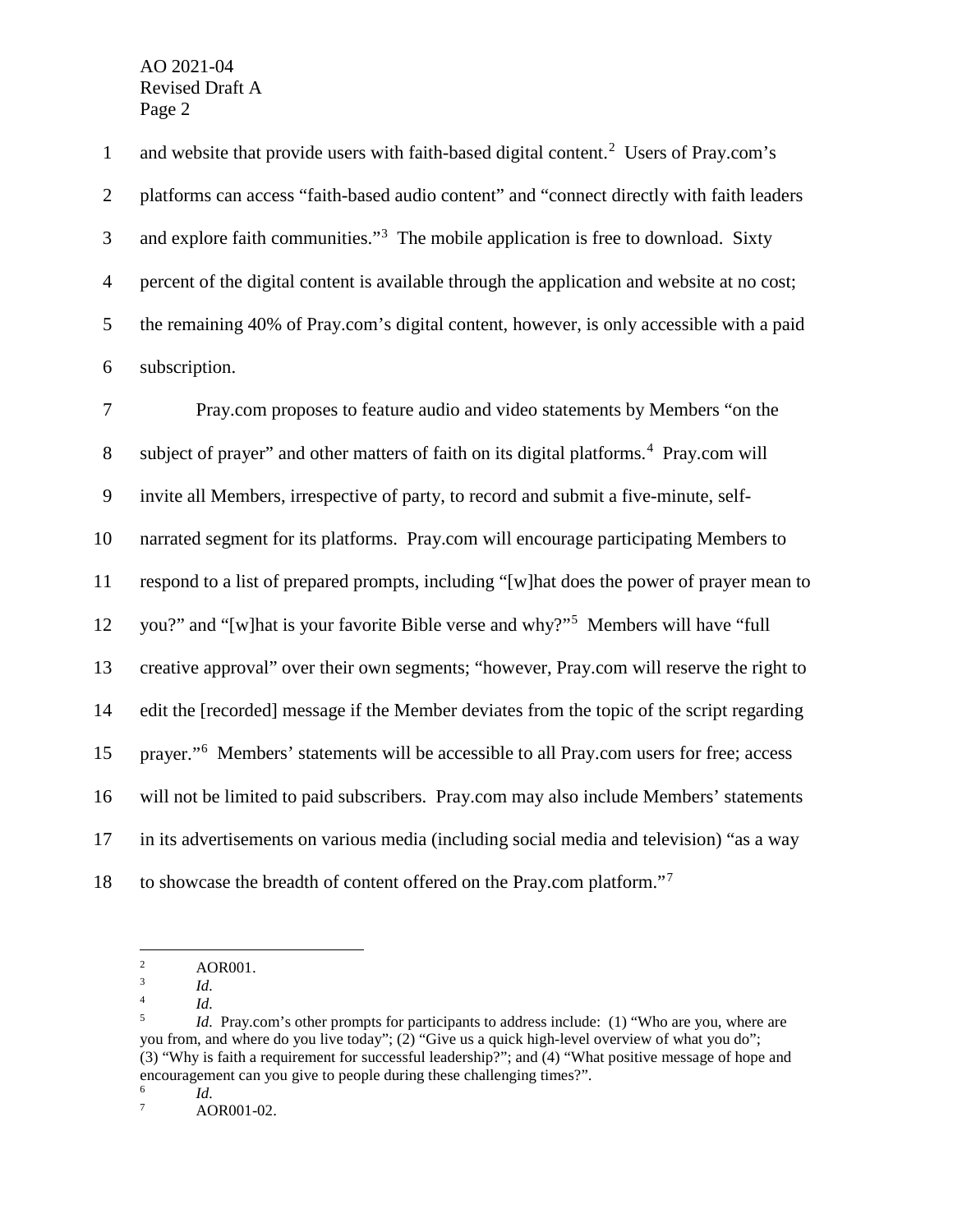and website that provide users with faith-based digital content.[2] Users of Pray.com's platforms can access "faith-based audio content" and "connect directly with faith leaders and explore faith communities."[3] The mobile application is free to download. Sixty percent of the digital content is available through the application and website at no cost; the remaining 40% of Pray.com's digital content, however, is only accessible with a paid subscription.

Pray.com proposes to feature audio and video statements by Members "on the subject of prayer" and other matters of faith on its digital platforms.[4] Pray.com will invite all Members, irrespective of party, to record and submit a five-minute, self-narrated segment for its platforms. Pray.com will encourage participating Members to respond to a list of prepared prompts, including "[w]hat does the power of prayer mean to you?" and "[w]hat is your favorite Bible verse and why?"[5] Members will have "full creative approval" over their own segments; "however, Pray.com will reserve the right to edit the [recorded] message if the Member deviates from the topic of the script regarding prayer."[6] Members' statements will be accessible to all Pray.com users for free; access will not be limited to paid subscribers. Pray.com may also include Members' statements in its advertisements on various media (including social media and television) "as a way to showcase the breadth of content offered on the Pray.com platform."[7]

---

[2] AOR001.

[3] *Id.*

[4] *Id.*

[5] *Id.* Pray.com's other prompts for participants to address include: (1) "Who are you, where are you from, and where do you live today"; (2) "Give us a quick high-level overview of what you do"; (3) "Why is faith a requirement for successful leadership?"; and (4) "What positive message of hope and encouragement can you give to people during these challenging times?".

[6] *Id.*

[7] AOR001-02.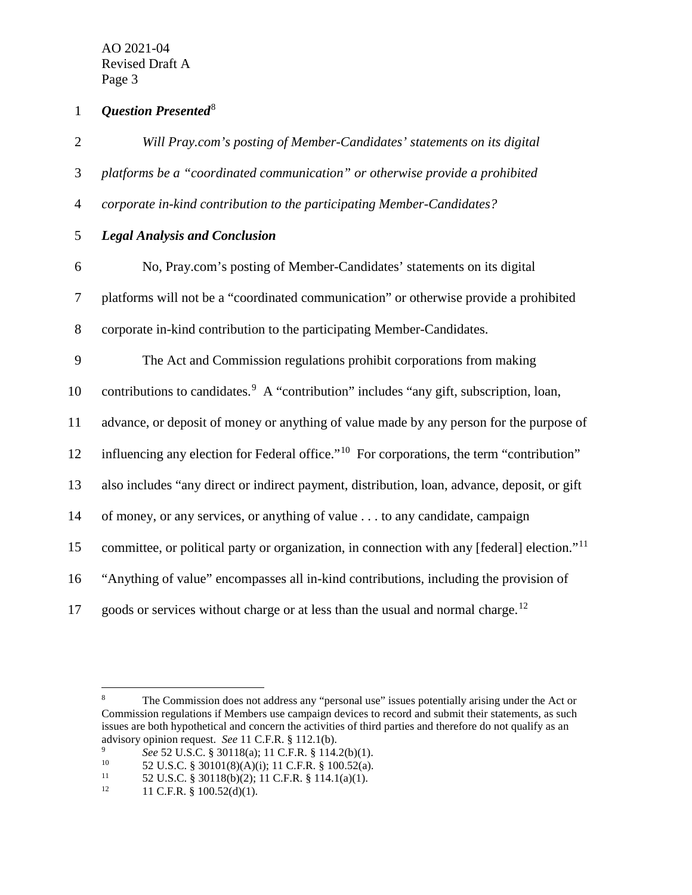***Question Presented***[8]

*Will Pray.com's posting of Member-Candidates' statements on its digital platforms be a "coordinated communication" or otherwise provide a prohibited corporate in-kind contribution to the participating Member-Candidates?*

***Legal Analysis and Conclusion***

No, Pray.com's posting of Member-Candidates' statements on its digital platforms will not be a "coordinated communication" or otherwise provide a prohibited corporate in-kind contribution to the participating Member-Candidates.

The Act and Commission regulations prohibit corporations from making contributions to candidates.[9] A "contribution" includes "any gift, subscription, loan, advance, or deposit of money or anything of value made by any person for the purpose of influencing any election for Federal office."[10] For corporations, the term "contribution" also includes "any direct or indirect payment, distribution, loan, advance, deposit, or gift of money, or any services, or anything of value . . . to any candidate, campaign committee, or political party or organization, in connection with any [federal] election."[11] "Anything of value" encompasses all in-kind contributions, including the provision of goods or services without charge or at less than the usual and normal charge.[12]

---

[8] The Commission does not address any "personal use" issues potentially arising under the Act or Commission regulations if Members use campaign devices to record and submit their statements, as such issues are both hypothetical and concern the activities of third parties and therefore do not qualify as an advisory opinion request. *See* 11 C.F.R. § 112.1(b).

[9] *See* 52 U.S.C. § 30118(a); 11 C.F.R. § 114.2(b)(1).

[10] 52 U.S.C. § 30101(8)(A)(i); 11 C.F.R. § 100.52(a).

[11] 52 U.S.C. § 30118(b)(2); 11 C.F.R. § 114.1(a)(1).

[12] 11 C.F.R. § 100.52(d)(1).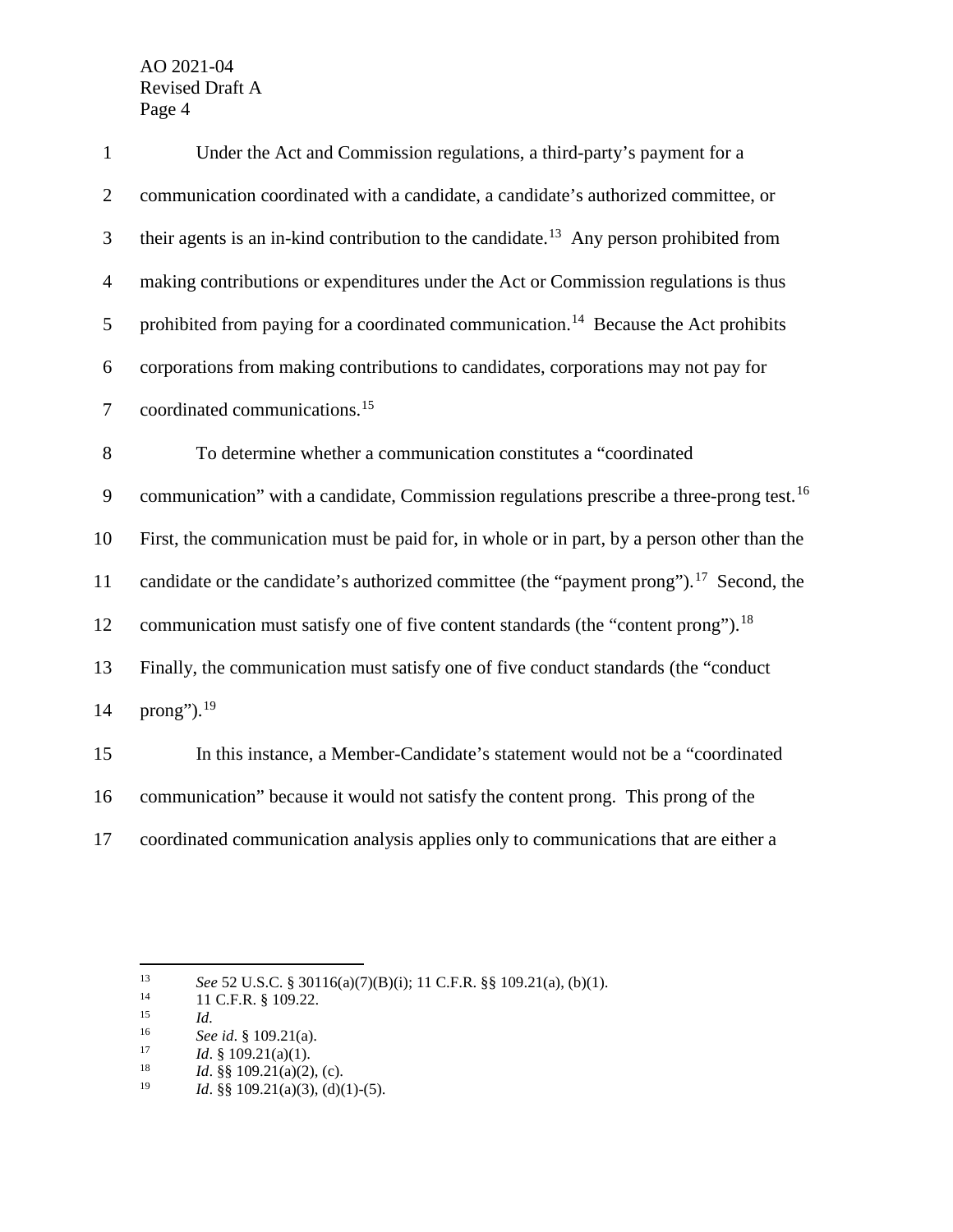Under the Act and Commission regulations, a third-party's payment for a communication coordinated with a candidate, a candidate's authorized committee, or their agents is an in-kind contribution to the candidate.[13] Any person prohibited from making contributions or expenditures under the Act or Commission regulations is thus prohibited from paying for a coordinated communication.[14] Because the Act prohibits corporations from making contributions to candidates, corporations may not pay for coordinated communications.[15]

To determine whether a communication constitutes a "coordinated communication" with a candidate, Commission regulations prescribe a three-prong test.[16] First, the communication must be paid for, in whole or in part, by a person other than the candidate or the candidate's authorized committee (the "payment prong").[17] Second, the communication must satisfy one of five content standards (the "content prong").[18] Finally, the communication must satisfy one of five conduct standards (the "conduct prong").[19]

In this instance, a Member-Candidate's statement would not be a "coordinated communication" because it would not satisfy the content prong. This prong of the coordinated communication analysis applies only to communications that are either a

---

[13] *See* 52 U.S.C. § 30116(a)(7)(B)(i); 11 C.F.R. §§ 109.21(a), (b)(1).

[14] 11 C.F.R. § 109.22.

[15] *Id.*

[16] *See id*. § 109.21(a).

[17] *Id*. § 109.21(a)(1).

[18] *Id*. §§ 109.21(a)(2), (c).

[19] *Id*. §§ 109.21(a)(3), (d)(1)-(5).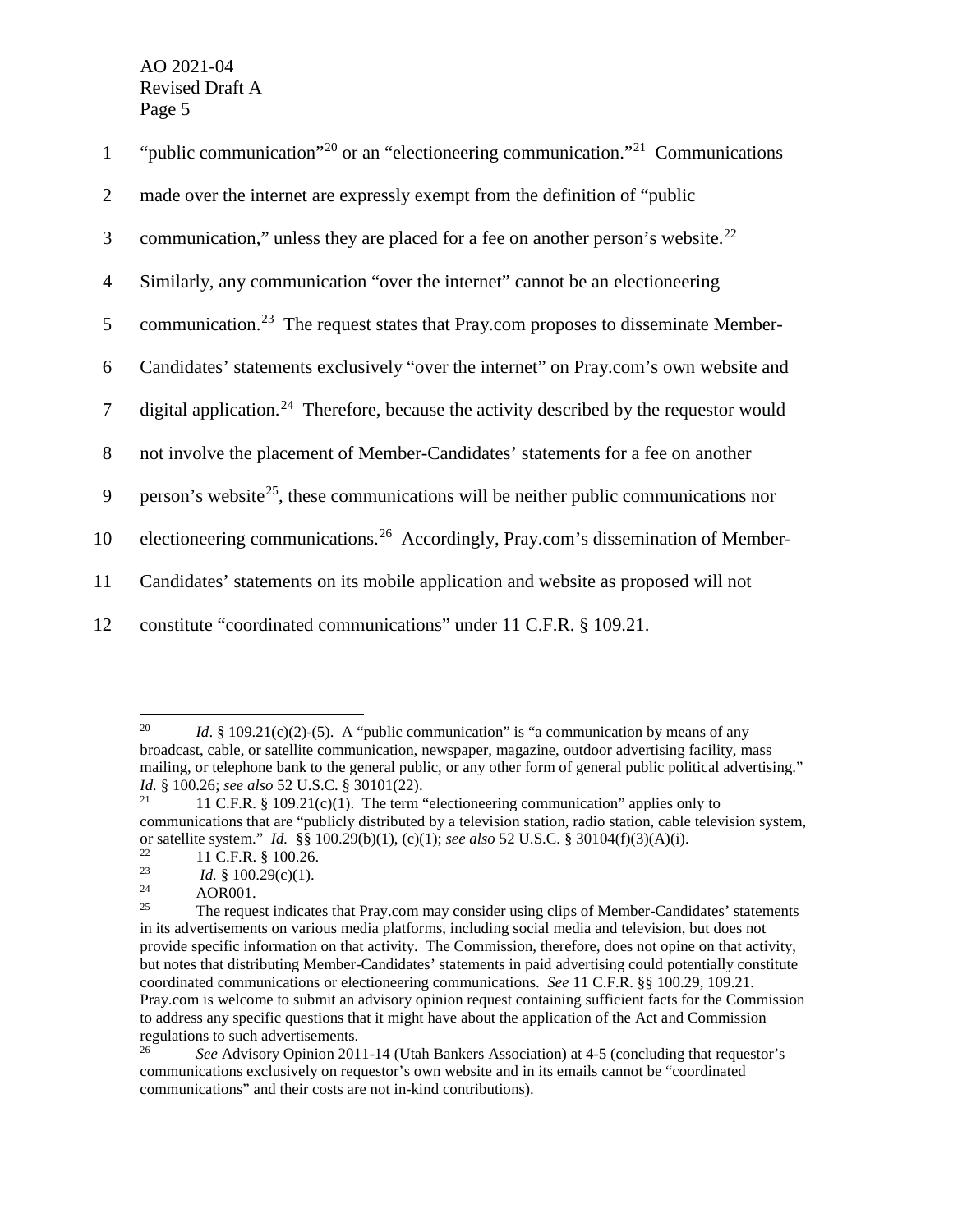"public communication"[20] or an "electioneering communication."[21] Communications made over the internet are expressly exempt from the definition of "public communication," unless they are placed for a fee on another person's website.[22] Similarly, any communication "over the internet" cannot be an electioneering communication.[23] The request states that Pray.com proposes to disseminate Member-Candidates' statements exclusively "over the internet" on Pray.com's own website and digital application.[24] Therefore, because the activity described by the requestor would not involve the placement of Member-Candidates' statements for a fee on another person's website[25], these communications will be neither public communications nor electioneering communications.[26] Accordingly, Pray.com's dissemination of Member-Candidates' statements on its mobile application and website as proposed will not constitute "coordinated communications" under 11 C.F.R. § 109.21.

---

[20] *Id*. § 109.21(c)(2)-(5). A "public communication" is "a communication by means of any broadcast, cable, or satellite communication, newspaper, magazine, outdoor advertising facility, mass mailing, or telephone bank to the general public, or any other form of general public political advertising." *Id.* § 100.26; *see also* 52 U.S.C. § 30101(22).

[21] 11 C.F.R. § 109.21(c)(1). The term "electioneering communication" applies only to communications that are "publicly distributed by a television station, radio station, cable television system, or satellite system." *Id.* §§ 100.29(b)(1), (c)(1); *see also* 52 U.S.C. § 30104(f)(3)(A)(i).

[22] 11 C.F.R. § 100.26.

[23] *Id.* § 100.29(c)(1).

[24] AOR001.

[25] The request indicates that Pray.com may consider using clips of Member-Candidates' statements in its advertisements on various media platforms, including social media and television, but does not provide specific information on that activity. The Commission, therefore, does not opine on that activity, but notes that distributing Member-Candidates' statements in paid advertising could potentially constitute coordinated communications or electioneering communications. *See* 11 C.F.R. §§ 100.29, 109.21. Pray.com is welcome to submit an advisory opinion request containing sufficient facts for the Commission to address any specific questions that it might have about the application of the Act and Commission regulations to such advertisements.

[26] *See* Advisory Opinion 2011-14 (Utah Bankers Association) at 4-5 (concluding that requestor's communications exclusively on requestor's own website and in its emails cannot be "coordinated communications" and their costs are not in-kind contributions).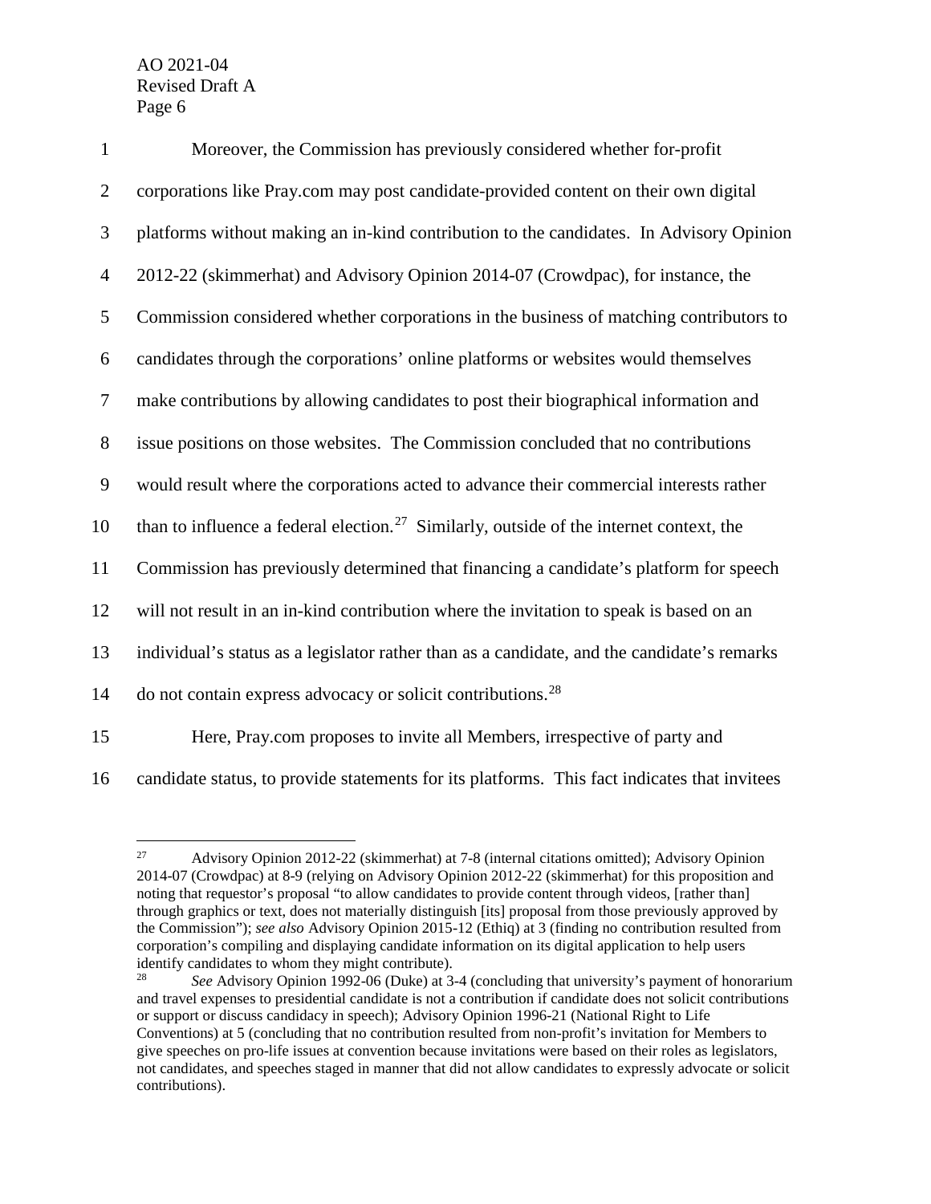Moreover, the Commission has previously considered whether for-profit corporations like Pray.com may post candidate-provided content on their own digital platforms without making an in-kind contribution to the candidates. In Advisory Opinion 2012-22 (skimmerhat) and Advisory Opinion 2014-07 (Crowdpac), for instance, the Commission considered whether corporations in the business of matching contributors to candidates through the corporations' online platforms or websites would themselves make contributions by allowing candidates to post their biographical information and issue positions on those websites. The Commission concluded that no contributions would result where the corporations acted to advance their commercial interests rather than to influence a federal election.[27] Similarly, outside of the internet context, the Commission has previously determined that financing a candidate's platform for speech will not result in an in-kind contribution where the invitation to speak is based on an individual's status as a legislator rather than as a candidate, and the candidate's remarks do not contain express advocacy or solicit contributions.[28]

Here, Pray.com proposes to invite all Members, irrespective of party and candidate status, to provide statements for its platforms. This fact indicates that invitees

---

[27] Advisory Opinion 2012-22 (skimmerhat) at 7-8 (internal citations omitted); Advisory Opinion 2014-07 (Crowdpac) at 8-9 (relying on Advisory Opinion 2012-22 (skimmerhat) for this proposition and noting that requestor's proposal "to allow candidates to provide content through videos, [rather than] through graphics or text, does not materially distinguish [its] proposal from those previously approved by the Commission"); *see also* Advisory Opinion 2015-12 (Ethiq) at 3 (finding no contribution resulted from corporation's compiling and displaying candidate information on its digital application to help users identify candidates to whom they might contribute).

[28] *See* Advisory Opinion 1992-06 (Duke) at 3-4 (concluding that university's payment of honorarium and travel expenses to presidential candidate is not a contribution if candidate does not solicit contributions or support or discuss candidacy in speech); Advisory Opinion 1996-21 (National Right to Life Conventions) at 5 (concluding that no contribution resulted from non-profit's invitation for Members to give speeches on pro-life issues at convention because invitations were based on their roles as legislators, not candidates, and speeches staged in manner that did not allow candidates to expressly advocate or solicit contributions).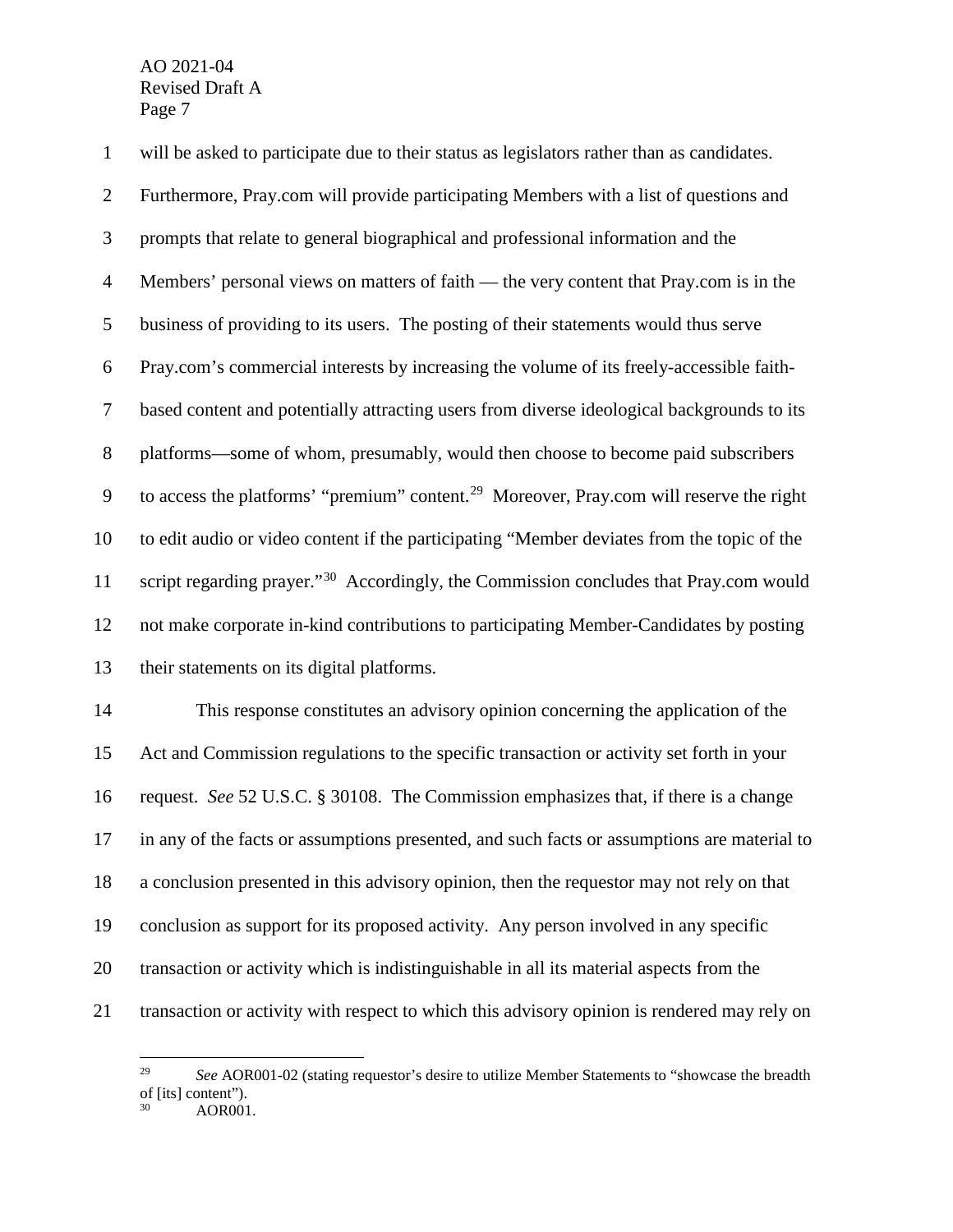will be asked to participate due to their status as legislators rather than as candidates. Furthermore, Pray.com will provide participating Members with a list of questions and prompts that relate to general biographical and professional information and the Members' personal views on matters of faith — the very content that Pray.com is in the business of providing to its users. The posting of their statements would thus serve Pray.com's commercial interests by increasing the volume of its freely-accessible faith-based content and potentially attracting users from diverse ideological backgrounds to its platforms—some of whom, presumably, would then choose to become paid subscribers to access the platforms' "premium" content.[29] Moreover, Pray.com will reserve the right to edit audio or video content if the participating "Member deviates from the topic of the script regarding prayer."[30] Accordingly, the Commission concludes that Pray.com would not make corporate in-kind contributions to participating Member-Candidates by posting their statements on its digital platforms.

This response constitutes an advisory opinion concerning the application of the Act and Commission regulations to the specific transaction or activity set forth in your request. *See* 52 U.S.C. § 30108. The Commission emphasizes that, if there is a change in any of the facts or assumptions presented, and such facts or assumptions are material to a conclusion presented in this advisory opinion, then the requestor may not rely on that conclusion as support for its proposed activity. Any person involved in any specific transaction or activity which is indistinguishable in all its material aspects from the transaction or activity with respect to which this advisory opinion is rendered may rely on

---

[29] *See* AOR001-02 (stating requestor's desire to utilize Member Statements to "showcase the breadth of [its] content").

[30] AOR001.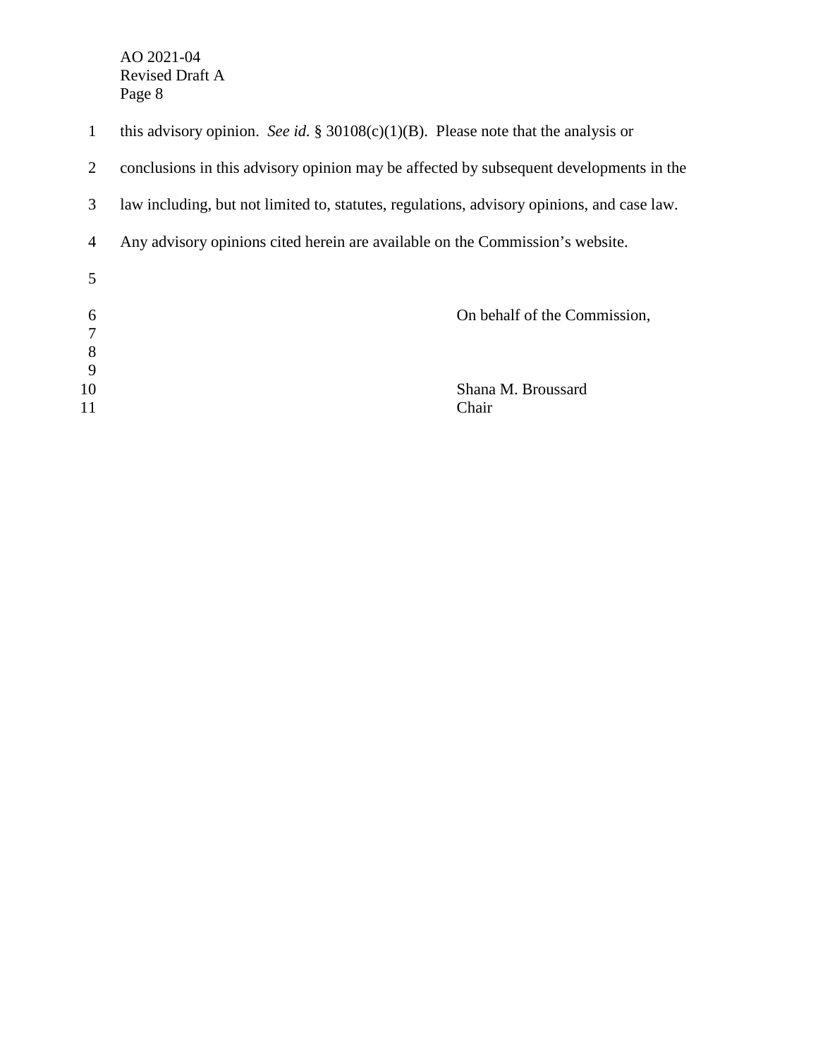this advisory opinion. *See id.* § 30108(c)(1)(B). Please note that the analysis or conclusions in this advisory opinion may be affected by subsequent developments in the law including, but not limited to, statutes, regulations, advisory opinions, and case law. Any advisory opinions cited herein are available on the Commission's website.

On behalf of the Commission,

Shana M. Broussard
Chair